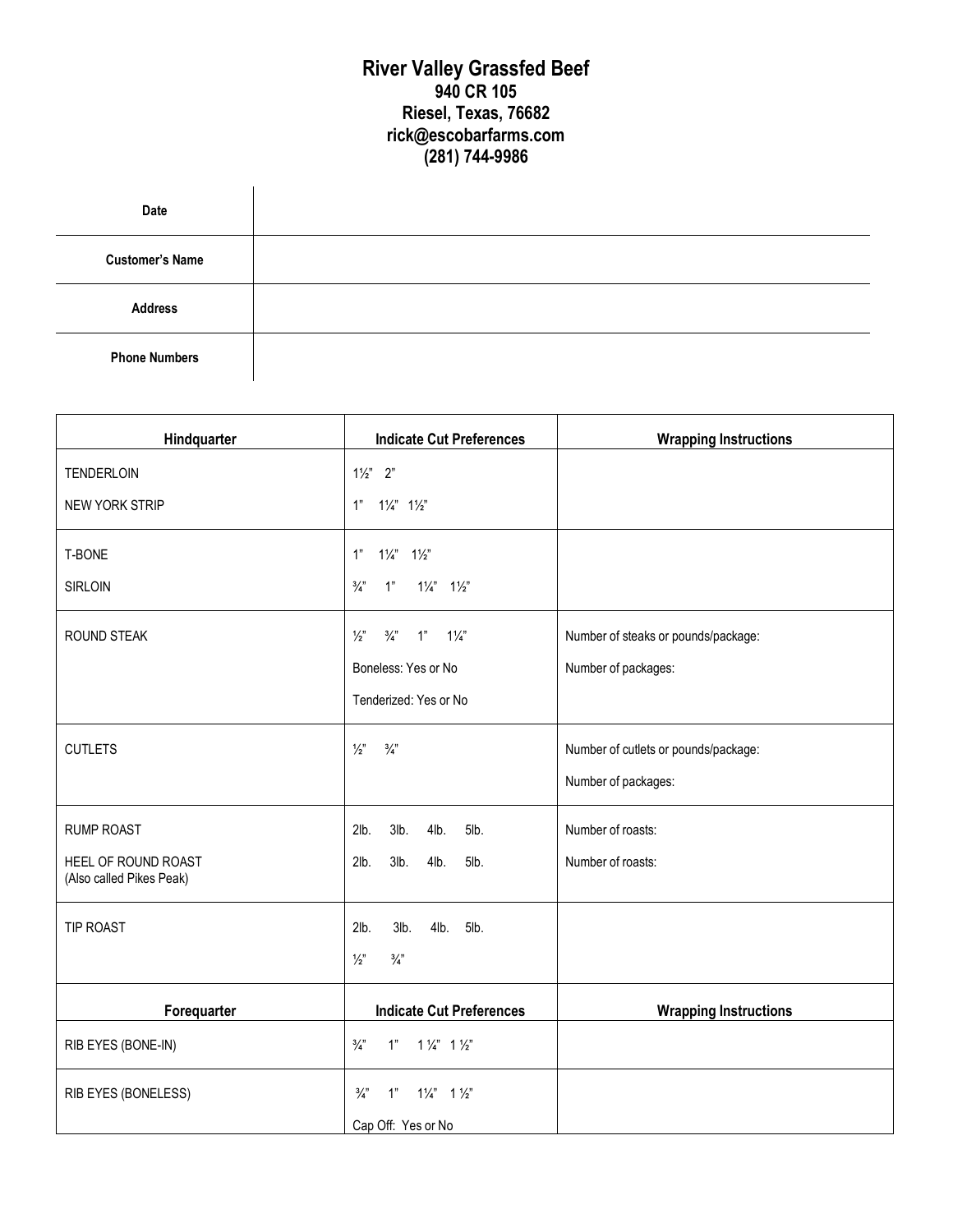# River Valley Grassfed Beef

**940 CR 105**
**Riesel, Texas, 76682**
**rick@escobarfarms.com**
**(281) 744-9986**

| **Date** | |
|---|---|
| **Customer's Name** | |
| **Address** | |
| **Phone Numbers** | |

| Hindquarter | Indicate Cut Preferences | Wrapping Instructions |
|---|---|---|
| TENDERLOIN<br>NEW YORK STRIP | 1½" 2"<br>1" 1¼" 1½" | |
| T-BONE<br>SIRLOIN | 1" 1¼" 1½"<br>¾" 1" 1¼" 1½" | |
| ROUND STEAK | ½" ¾" 1" 1¼"<br>Boneless: Yes or No<br>Tenderized: Yes or No | Number of steaks or pounds/package:<br>Number of packages: |
| CUTLETS | ½" ¾" | Number of cutlets or pounds/package:<br>Number of packages: |
| RUMP ROAST<br>HEEL OF ROUND ROAST (Also called Pikes Peak) | 2lb. 3lb. 4lb. 5lb.<br>2lb. 3lb. 4lb. 5lb. | Number of roasts:<br>Number of roasts: |
| TIP ROAST | 2lb. 3lb. 4lb. 5lb.<br>½" ¾" | |
| **Forequarter** | **Indicate Cut Preferences** | **Wrapping Instructions** |
| RIB EYES (BONE-IN) | ¾" 1" 1 ¼" 1 ½" | |
| RIB EYES (BONELESS) | ¾" 1" 1¼" 1 ½"<br>Cap Off: Yes or No | |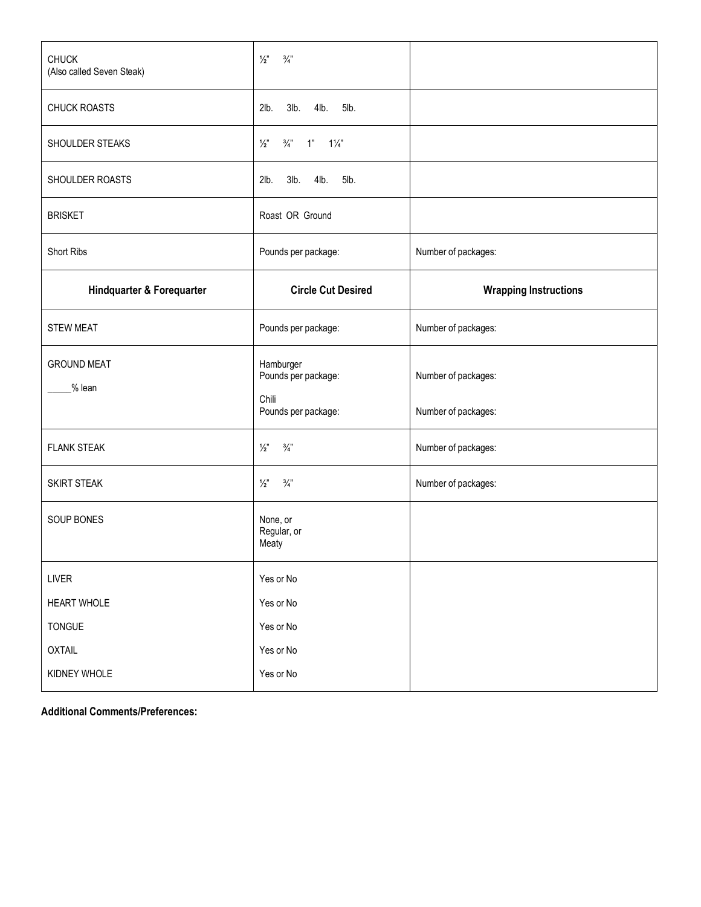| | | |
|---|---|---|
| CHUCK (Also called Seven Steak) | ½" ¾" | |
| CHUCK ROASTS | 2lb. 3lb. 4lb. 5lb. | |
| SHOULDER STEAKS | ½" ¾" 1" 1¼" | |
| SHOULDER ROASTS | 2lb. 3lb. 4lb. 5lb. | |
| BRISKET | Roast OR Ground | |
| Short Ribs | Pounds per package: | Number of packages: |
| **Hindquarter & Forequarter** | **Circle Cut Desired** | **Wrapping Instructions** |
| STEW MEAT | Pounds per package: | Number of packages: |
| GROUND MEAT<br>_____% lean | Hamburger<br>Pounds per package:<br>Chili<br>Pounds per package: | Number of packages:<br>Number of packages: |
| FLANK STEAK | ½" ¾" | Number of packages: |
| SKIRT STEAK | ½" ¾" | Number of packages: |
| SOUP BONES | None, or<br>Regular, or<br>Meaty | |
| LIVER<br>HEART WHOLE<br>TONGUE<br>OXTAIL<br>KIDNEY WHOLE | Yes or No<br>Yes or No<br>Yes or No<br>Yes or No<br>Yes or No | |

**Additional Comments/Preferences:**